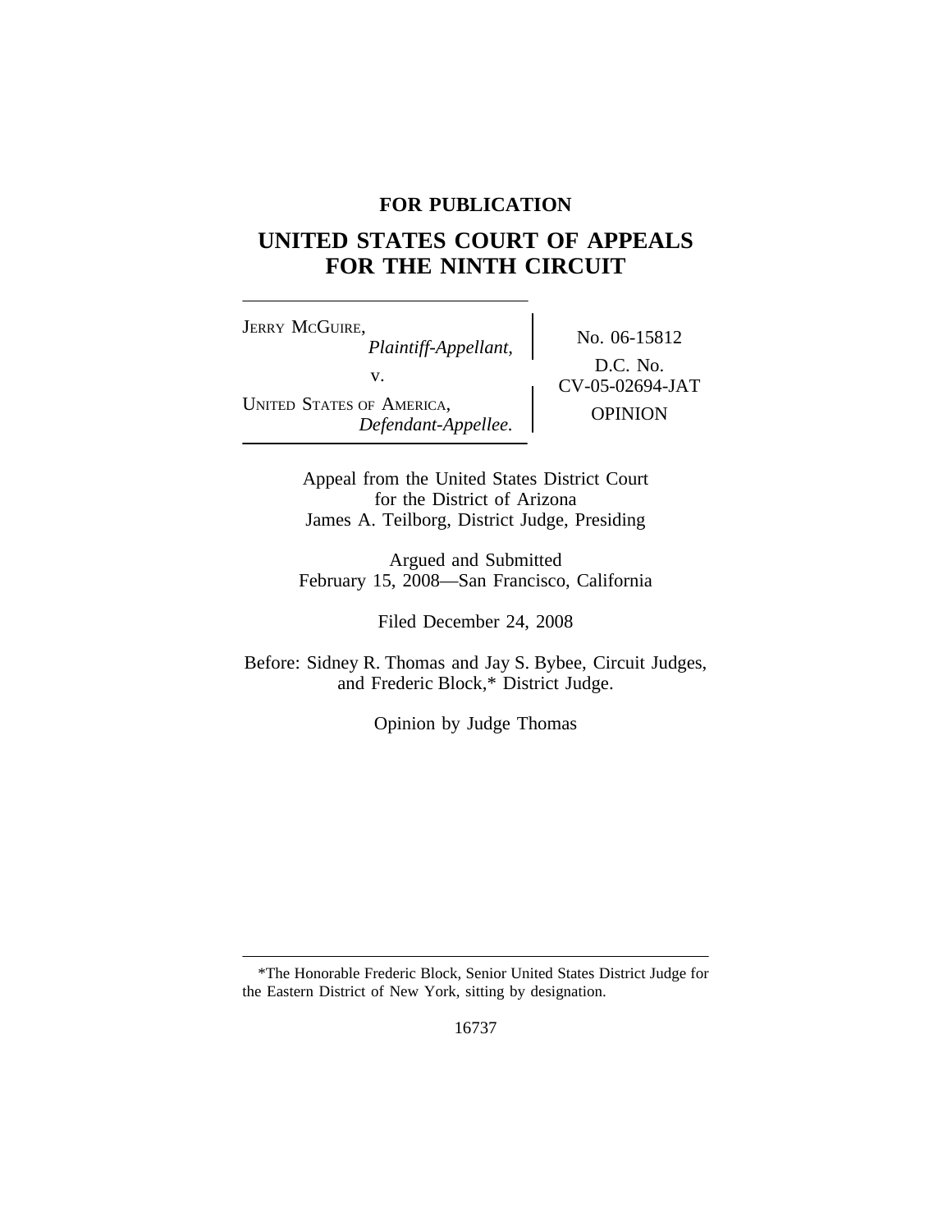**FOR PUBLICATION**

# UNITED STATES COURT OF APPEALS FOR THE NINTH CIRCUIT

| | |
|---|---|
| JERRY MCGUIRE, *Plaintiff-Appellant,* v. UNITED STATES OF AMERICA, *Defendant-Appellee.* | No. 06-15812 D.C. No. CV-05-02694-JAT OPINION |

Appeal from the United States District Court
for the District of Arizona
James A. Teilborg, District Judge, Presiding

Argued and Submitted
February 15, 2008—San Francisco, California

Filed December 24, 2008

Before: Sidney R. Thomas and Jay S. Bybee, Circuit Judges,
and Frederic Block,* District Judge.

Opinion by Judge Thomas

---

*The Honorable Frederic Block, Senior United States District Judge for the Eastern District of New York, sitting by designation.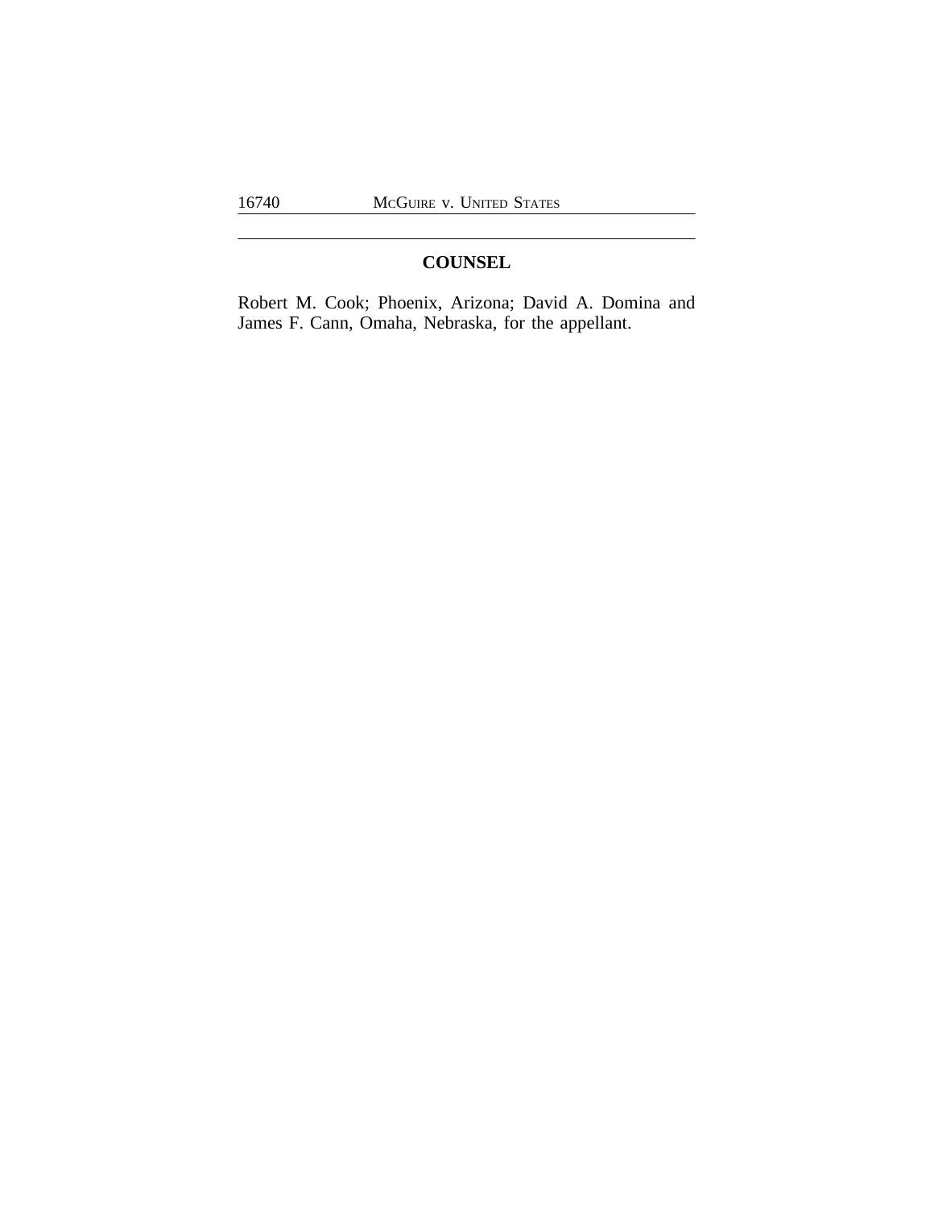## COUNSEL

Robert M. Cook; Phoenix, Arizona; David A. Domina and James F. Cann, Omaha, Nebraska, for the appellant.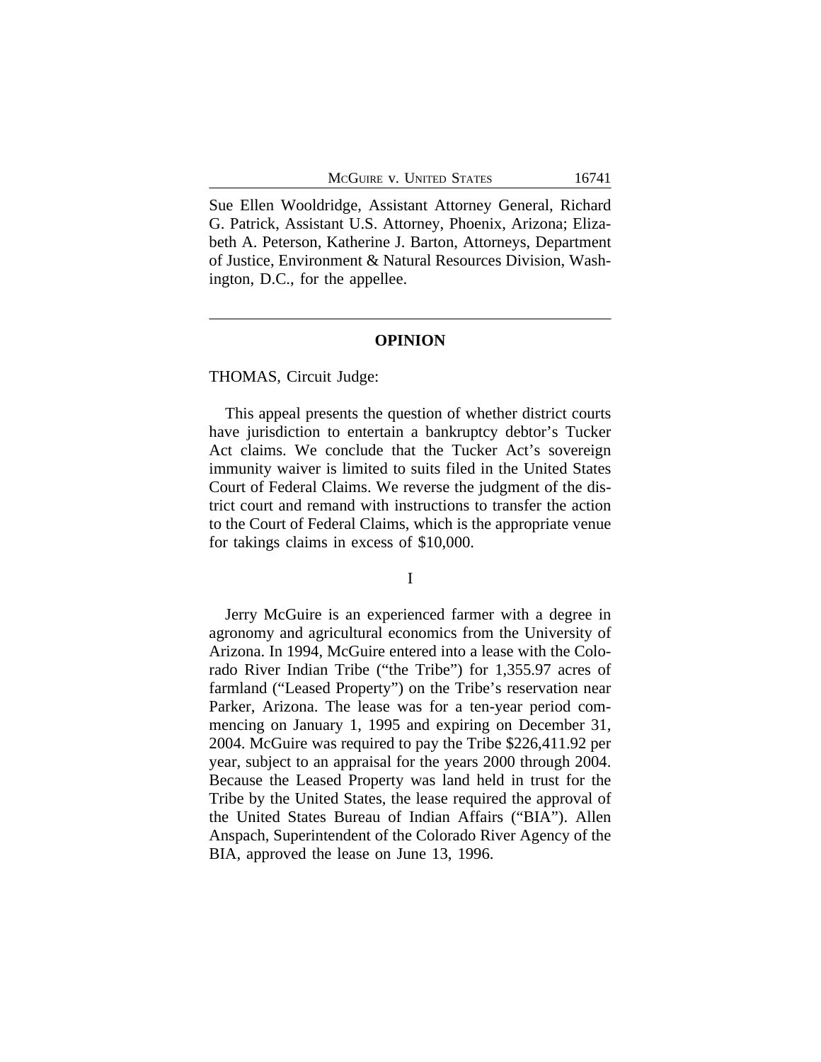Sue Ellen Wooldridge, Assistant Attorney General, Richard G. Patrick, Assistant U.S. Attorney, Phoenix, Arizona; Elizabeth A. Peterson, Katherine J. Barton, Attorneys, Department of Justice, Environment & Natural Resources Division, Washington, D.C., for the appellee.

---

## OPINION

THOMAS, Circuit Judge:

This appeal presents the question of whether district courts have jurisdiction to entertain a bankruptcy debtor's Tucker Act claims. We conclude that the Tucker Act's sovereign immunity waiver is limited to suits filed in the United States Court of Federal Claims. We reverse the judgment of the district court and remand with instructions to transfer the action to the Court of Federal Claims, which is the appropriate venue for takings claims in excess of $10,000.

### I

Jerry McGuire is an experienced farmer with a degree in agronomy and agricultural economics from the University of Arizona. In 1994, McGuire entered into a lease with the Colorado River Indian Tribe ("the Tribe") for 1,355.97 acres of farmland ("Leased Property") on the Tribe's reservation near Parker, Arizona. The lease was for a ten-year period commencing on January 1, 1995 and expiring on December 31, 2004. McGuire was required to pay the Tribe $226,411.92 per year, subject to an appraisal for the years 2000 through 2004. Because the Leased Property was land held in trust for the Tribe by the United States, the lease required the approval of the United States Bureau of Indian Affairs ("BIA"). Allen Anspach, Superintendent of the Colorado River Agency of the BIA, approved the lease on June 13, 1996.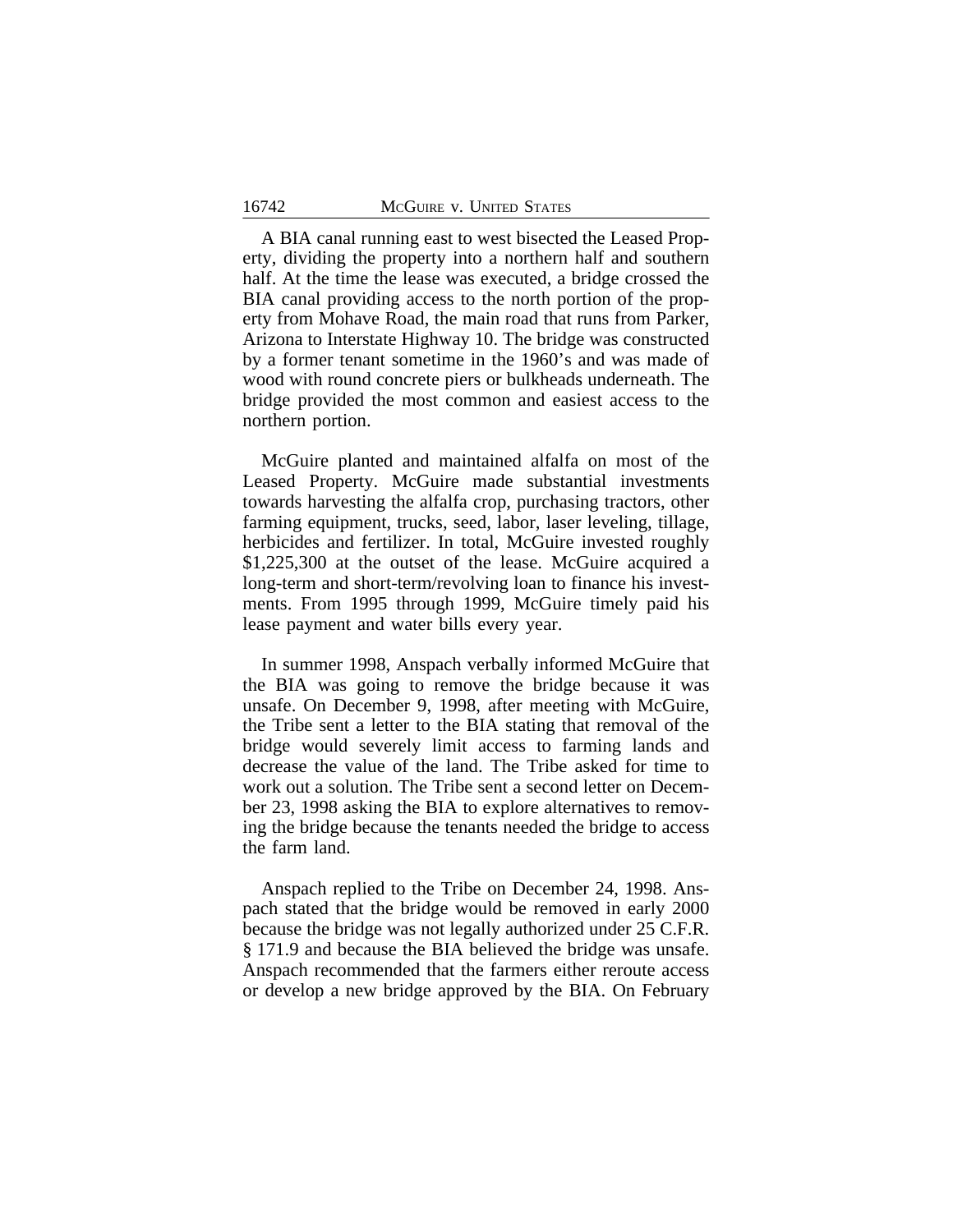A BIA canal running east to west bisected the Leased Property, dividing the property into a northern half and southern half. At the time the lease was executed, a bridge crossed the BIA canal providing access to the north portion of the property from Mohave Road, the main road that runs from Parker, Arizona to Interstate Highway 10. The bridge was constructed by a former tenant sometime in the 1960's and was made of wood with round concrete piers or bulkheads underneath. The bridge provided the most common and easiest access to the northern portion.

McGuire planted and maintained alfalfa on most of the Leased Property. McGuire made substantial investments towards harvesting the alfalfa crop, purchasing tractors, other farming equipment, trucks, seed, labor, laser leveling, tillage, herbicides and fertilizer. In total, McGuire invested roughly $1,225,300 at the outset of the lease. McGuire acquired a long-term and short-term/revolving loan to finance his investments. From 1995 through 1999, McGuire timely paid his lease payment and water bills every year.

In summer 1998, Anspach verbally informed McGuire that the BIA was going to remove the bridge because it was unsafe. On December 9, 1998, after meeting with McGuire, the Tribe sent a letter to the BIA stating that removal of the bridge would severely limit access to farming lands and decrease the value of the land. The Tribe asked for time to work out a solution. The Tribe sent a second letter on December 23, 1998 asking the BIA to explore alternatives to removing the bridge because the tenants needed the bridge to access the farm land.

Anspach replied to the Tribe on December 24, 1998. Anspach stated that the bridge would be removed in early 2000 because the bridge was not legally authorized under 25 C.F.R. § 171.9 and because the BIA believed the bridge was unsafe. Anspach recommended that the farmers either reroute access or develop a new bridge approved by the BIA. On February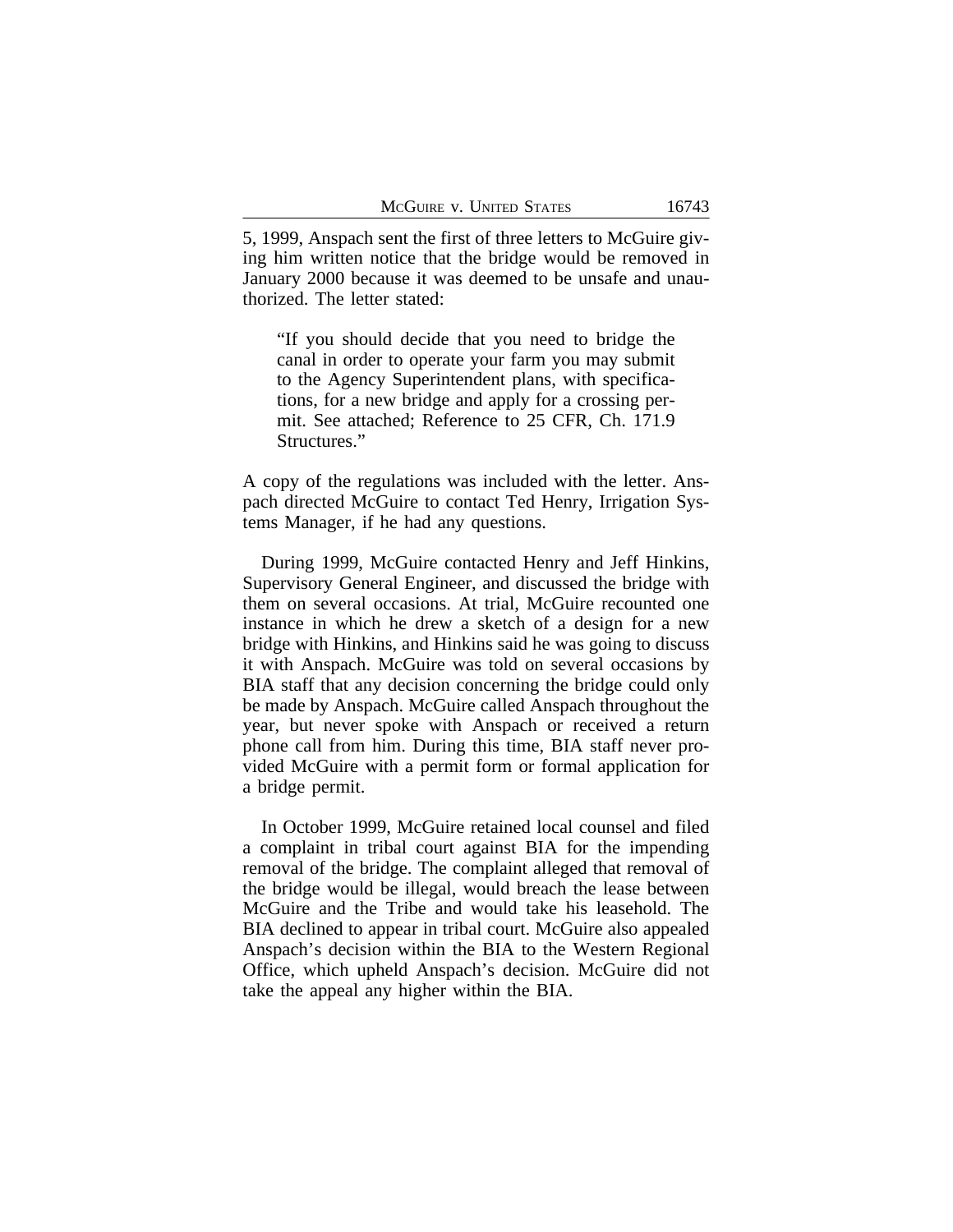5, 1999, Anspach sent the first of three letters to McGuire giving him written notice that the bridge would be removed in January 2000 because it was deemed to be unsafe and unauthorized. The letter stated:

> "If you should decide that you need to bridge the canal in order to operate your farm you may submit to the Agency Superintendent plans, with specifications, for a new bridge and apply for a crossing permit. See attached; Reference to 25 CFR, Ch. 171.9 Structures."

A copy of the regulations was included with the letter. Anspach directed McGuire to contact Ted Henry, Irrigation Systems Manager, if he had any questions.

During 1999, McGuire contacted Henry and Jeff Hinkins, Supervisory General Engineer, and discussed the bridge with them on several occasions. At trial, McGuire recounted one instance in which he drew a sketch of a design for a new bridge with Hinkins, and Hinkins said he was going to discuss it with Anspach. McGuire was told on several occasions by BIA staff that any decision concerning the bridge could only be made by Anspach. McGuire called Anspach throughout the year, but never spoke with Anspach or received a return phone call from him. During this time, BIA staff never provided McGuire with a permit form or formal application for a bridge permit.

In October 1999, McGuire retained local counsel and filed a complaint in tribal court against BIA for the impending removal of the bridge. The complaint alleged that removal of the bridge would be illegal, would breach the lease between McGuire and the Tribe and would take his leasehold. The BIA declined to appear in tribal court. McGuire also appealed Anspach's decision within the BIA to the Western Regional Office, which upheld Anspach's decision. McGuire did not take the appeal any higher within the BIA.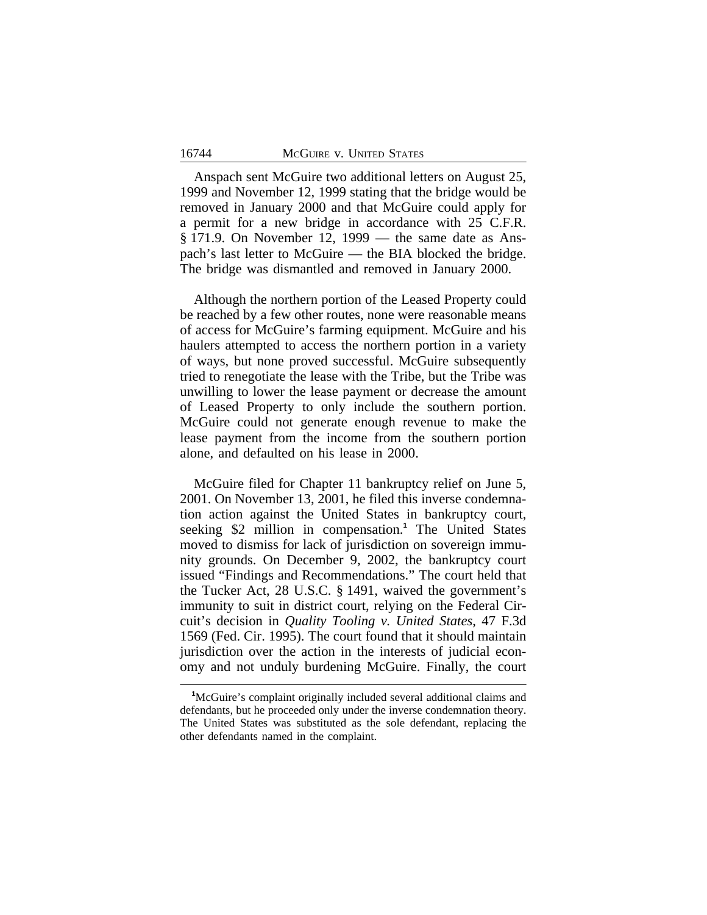Anspach sent McGuire two additional letters on August 25, 1999 and November 12, 1999 stating that the bridge would be removed in January 2000 and that McGuire could apply for a permit for a new bridge in accordance with 25 C.F.R. § 171.9. On November 12, 1999 — the same date as Anspach's last letter to McGuire — the BIA blocked the bridge. The bridge was dismantled and removed in January 2000.

Although the northern portion of the Leased Property could be reached by a few other routes, none were reasonable means of access for McGuire's farming equipment. McGuire and his haulers attempted to access the northern portion in a variety of ways, but none proved successful. McGuire subsequently tried to renegotiate the lease with the Tribe, but the Tribe was unwilling to lower the lease payment or decrease the amount of Leased Property to only include the southern portion. McGuire could not generate enough revenue to make the lease payment from the income from the southern portion alone, and defaulted on his lease in 2000.

McGuire filed for Chapter 11 bankruptcy relief on June 5, 2001. On November 13, 2001, he filed this inverse condemnation action against the United States in bankruptcy court, seeking $2 million in compensation.[1] The United States moved to dismiss for lack of jurisdiction on sovereign immunity grounds. On December 9, 2002, the bankruptcy court issued "Findings and Recommendations." The court held that the Tucker Act, 28 U.S.C. § 1491, waived the government's immunity to suit in district court, relying on the Federal Circuit's decision in *Quality Tooling v. United States*, 47 F.3d 1569 (Fed. Cir. 1995). The court found that it should maintain jurisdiction over the action in the interests of judicial economy and not unduly burdening McGuire. Finally, the court

[1] McGuire's complaint originally included several additional claims and defendants, but he proceeded only under the inverse condemnation theory. The United States was substituted as the sole defendant, replacing the other defendants named in the complaint.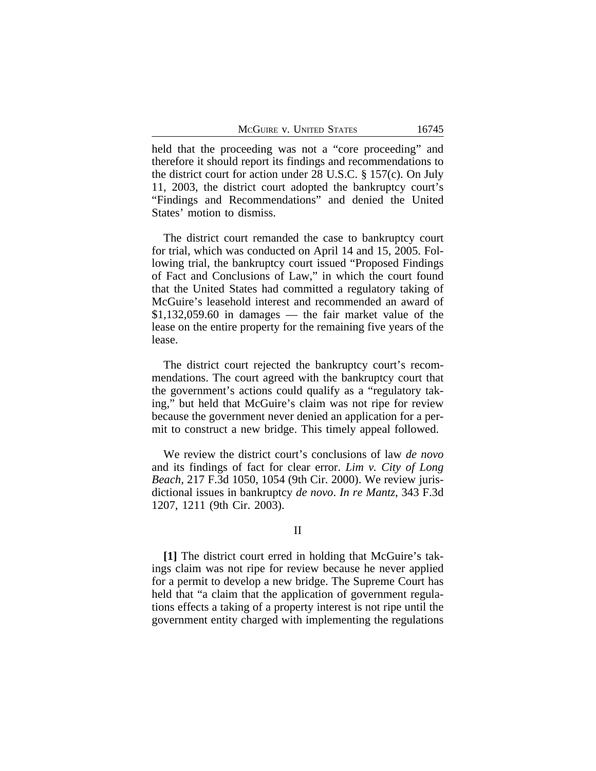held that the proceeding was not a "core proceeding" and therefore it should report its findings and recommendations to the district court for action under 28 U.S.C. § 157(c). On July 11, 2003, the district court adopted the bankruptcy court's "Findings and Recommendations" and denied the United States' motion to dismiss.

The district court remanded the case to bankruptcy court for trial, which was conducted on April 14 and 15, 2005. Following trial, the bankruptcy court issued "Proposed Findings of Fact and Conclusions of Law," in which the court found that the United States had committed a regulatory taking of McGuire's leasehold interest and recommended an award of $1,132,059.60 in damages — the fair market value of the lease on the entire property for the remaining five years of the lease.

The district court rejected the bankruptcy court's recommendations. The court agreed with the bankruptcy court that the government's actions could qualify as a "regulatory taking," but held that McGuire's claim was not ripe for review because the government never denied an application for a permit to construct a new bridge. This timely appeal followed.

We review the district court's conclusions of law *de novo* and its findings of fact for clear error. *Lim v. City of Long Beach*, 217 F.3d 1050, 1054 (9th Cir. 2000). We review jurisdictional issues in bankruptcy *de novo*. *In re Mantz*, 343 F.3d 1207, 1211 (9th Cir. 2003).

## II

**[1]** The district court erred in holding that McGuire's takings claim was not ripe for review because he never applied for a permit to develop a new bridge. The Supreme Court has held that "a claim that the application of government regulations effects a taking of a property interest is not ripe until the government entity charged with implementing the regulations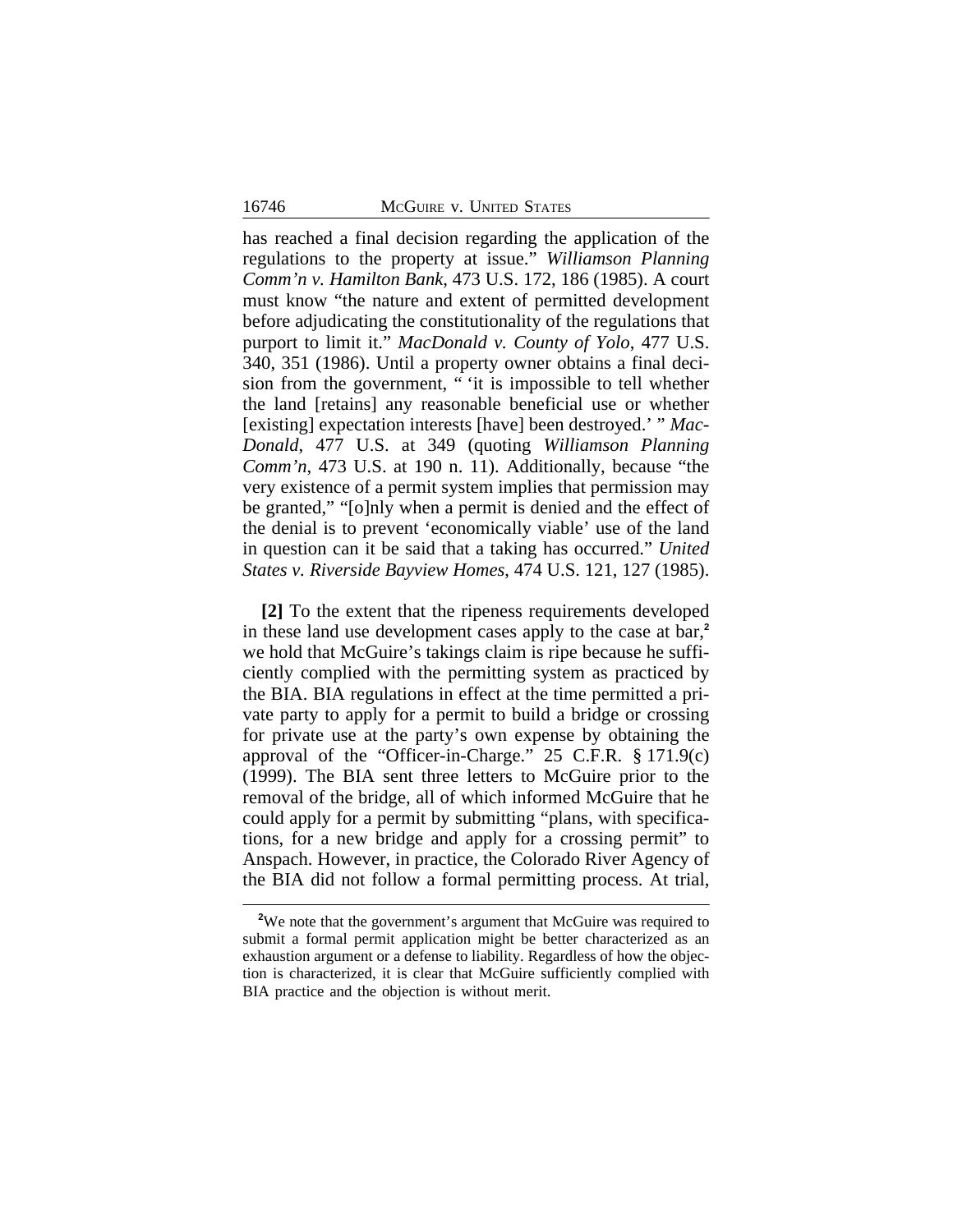has reached a final decision regarding the application of the regulations to the property at issue." *Williamson Planning Comm'n v. Hamilton Bank*, 473 U.S. 172, 186 (1985). A court must know "the nature and extent of permitted development before adjudicating the constitutionality of the regulations that purport to limit it." *MacDonald v. County of Yolo*, 477 U.S. 340, 351 (1986). Until a property owner obtains a final decision from the government, " 'it is impossible to tell whether the land [retains] any reasonable beneficial use or whether [existing] expectation interests [have] been destroyed.' " *MacDonald*, 477 U.S. at 349 (quoting *Williamson Planning Comm'n*, 473 U.S. at 190 n. 11). Additionally, because "the very existence of a permit system implies that permission may be granted," "[o]nly when a permit is denied and the effect of the denial is to prevent 'economically viable' use of the land in question can it be said that a taking has occurred." *United States v. Riverside Bayview Homes*, 474 U.S. 121, 127 (1985).

**[2]** To the extent that the ripeness requirements developed in these land use development cases apply to the case at bar,[2] we hold that McGuire's takings claim is ripe because he sufficiently complied with the permitting system as practiced by the BIA. BIA regulations in effect at the time permitted a private party to apply for a permit to build a bridge or crossing for private use at the party's own expense by obtaining the approval of the "Officer-in-Charge." 25 C.F.R. § 171.9(c) (1999). The BIA sent three letters to McGuire prior to the removal of the bridge, all of which informed McGuire that he could apply for a permit by submitting "plans, with specifications, for a new bridge and apply for a crossing permit" to Anspach. However, in practice, the Colorado River Agency of the BIA did not follow a formal permitting process. At trial,

[2] We note that the government's argument that McGuire was required to submit a formal permit application might be better characterized as an exhaustion argument or a defense to liability. Regardless of how the objection is characterized, it is clear that McGuire sufficiently complied with BIA practice and the objection is without merit.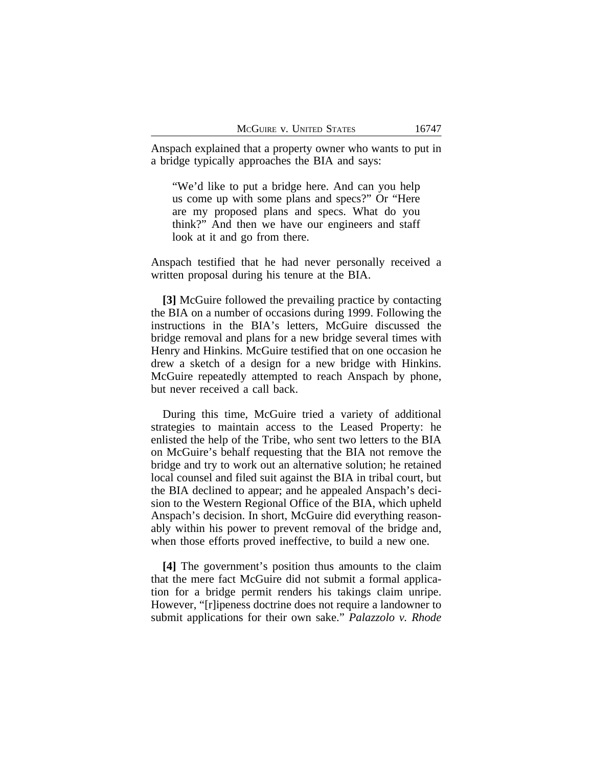Anspach explained that a property owner who wants to put in a bridge typically approaches the BIA and says:

> "We'd like to put a bridge here. And can you help us come up with some plans and specs?" Or "Here are my proposed plans and specs. What do you think?" And then we have our engineers and staff look at it and go from there.

Anspach testified that he had never personally received a written proposal during his tenure at the BIA.

**[3]** McGuire followed the prevailing practice by contacting the BIA on a number of occasions during 1999. Following the instructions in the BIA's letters, McGuire discussed the bridge removal and plans for a new bridge several times with Henry and Hinkins. McGuire testified that on one occasion he drew a sketch of a design for a new bridge with Hinkins. McGuire repeatedly attempted to reach Anspach by phone, but never received a call back.

During this time, McGuire tried a variety of additional strategies to maintain access to the Leased Property: he enlisted the help of the Tribe, who sent two letters to the BIA on McGuire's behalf requesting that the BIA not remove the bridge and try to work out an alternative solution; he retained local counsel and filed suit against the BIA in tribal court, but the BIA declined to appear; and he appealed Anspach's decision to the Western Regional Office of the BIA, which upheld Anspach's decision. In short, McGuire did everything reasonably within his power to prevent removal of the bridge and, when those efforts proved ineffective, to build a new one.

**[4]** The government's position thus amounts to the claim that the mere fact McGuire did not submit a formal application for a bridge permit renders his takings claim unripe. However, "[r]ipeness doctrine does not require a landowner to submit applications for their own sake." *Palazzolo v. Rhode*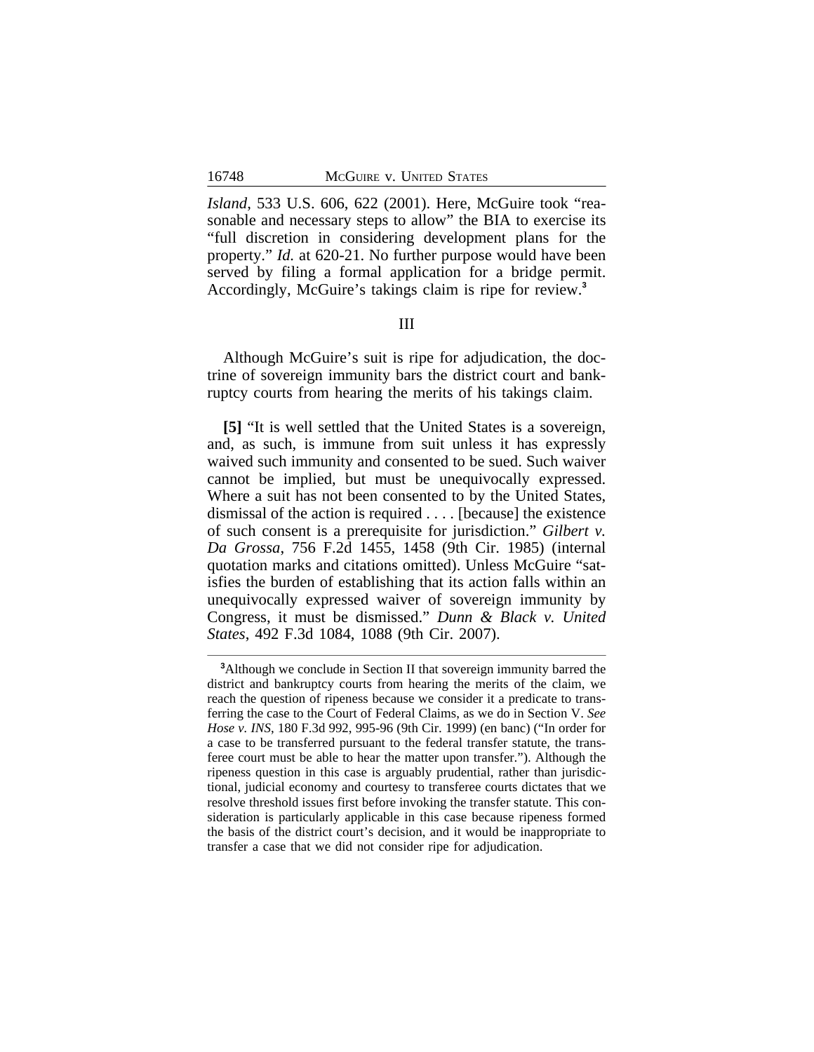*Island*, 533 U.S. 606, 622 (2001). Here, McGuire took "reasonable and necessary steps to allow" the BIA to exercise its "full discretion in considering development plans for the property." *Id.* at 620-21. No further purpose would have been served by filing a formal application for a bridge permit. Accordingly, McGuire's takings claim is ripe for review.[3]

## III

Although McGuire's suit is ripe for adjudication, the doctrine of sovereign immunity bars the district court and bankruptcy courts from hearing the merits of his takings claim.

**[5]** "It is well settled that the United States is a sovereign, and, as such, is immune from suit unless it has expressly waived such immunity and consented to be sued. Such waiver cannot be implied, but must be unequivocally expressed. Where a suit has not been consented to by the United States, dismissal of the action is required . . . . [because] the existence of such consent is a prerequisite for jurisdiction." *Gilbert v. Da Grossa*, 756 F.2d 1455, 1458 (9th Cir. 1985) (internal quotation marks and citations omitted). Unless McGuire "satisfies the burden of establishing that its action falls within an unequivocally expressed waiver of sovereign immunity by Congress, it must be dismissed." *Dunn & Black v. United States*, 492 F.3d 1084, 1088 (9th Cir. 2007).

---

[3]Although we conclude in Section II that sovereign immunity barred the district and bankruptcy courts from hearing the merits of the claim, we reach the question of ripeness because we consider it a predicate to transferring the case to the Court of Federal Claims, as we do in Section V. *See Hose v. INS*, 180 F.3d 992, 995-96 (9th Cir. 1999) (en banc) ("In order for a case to be transferred pursuant to the federal transfer statute, the transferee court must be able to hear the matter upon transfer."). Although the ripeness question in this case is arguably prudential, rather than jurisdictional, judicial economy and courtesy to transferee courts dictates that we resolve threshold issues first before invoking the transfer statute. This consideration is particularly applicable in this case because ripeness formed the basis of the district court's decision, and it would be inappropriate to transfer a case that we did not consider ripe for adjudication.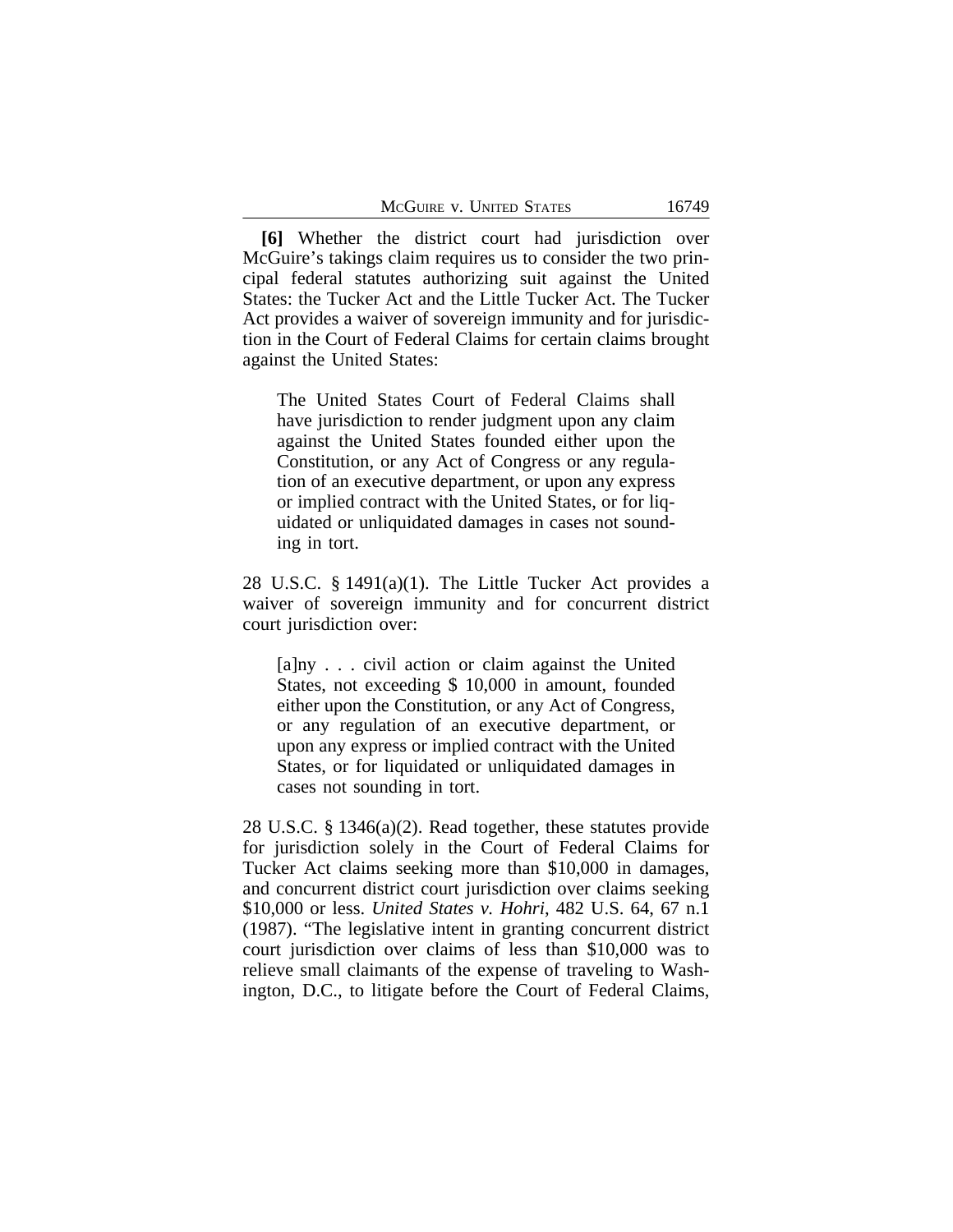**[6]** Whether the district court had jurisdiction over McGuire's takings claim requires us to consider the two principal federal statutes authorizing suit against the United States: the Tucker Act and the Little Tucker Act. The Tucker Act provides a waiver of sovereign immunity and for jurisdiction in the Court of Federal Claims for certain claims brought against the United States:

> The United States Court of Federal Claims shall have jurisdiction to render judgment upon any claim against the United States founded either upon the Constitution, or any Act of Congress or any regulation of an executive department, or upon any express or implied contract with the United States, or for liquidated or unliquidated damages in cases not sounding in tort.

28 U.S.C. § 1491(a)(1). The Little Tucker Act provides a waiver of sovereign immunity and for concurrent district court jurisdiction over:

> [a]ny . . . civil action or claim against the United States, not exceeding $ 10,000 in amount, founded either upon the Constitution, or any Act of Congress, or any regulation of an executive department, or upon any express or implied contract with the United States, or for liquidated or unliquidated damages in cases not sounding in tort.

28 U.S.C. § 1346(a)(2). Read together, these statutes provide for jurisdiction solely in the Court of Federal Claims for Tucker Act claims seeking more than $10,000 in damages, and concurrent district court jurisdiction over claims seeking $10,000 or less. *United States v. Hohri*, 482 U.S. 64, 67 n.1 (1987). "The legislative intent in granting concurrent district court jurisdiction over claims of less than $10,000 was to relieve small claimants of the expense of traveling to Washington, D.C., to litigate before the Court of Federal Claims,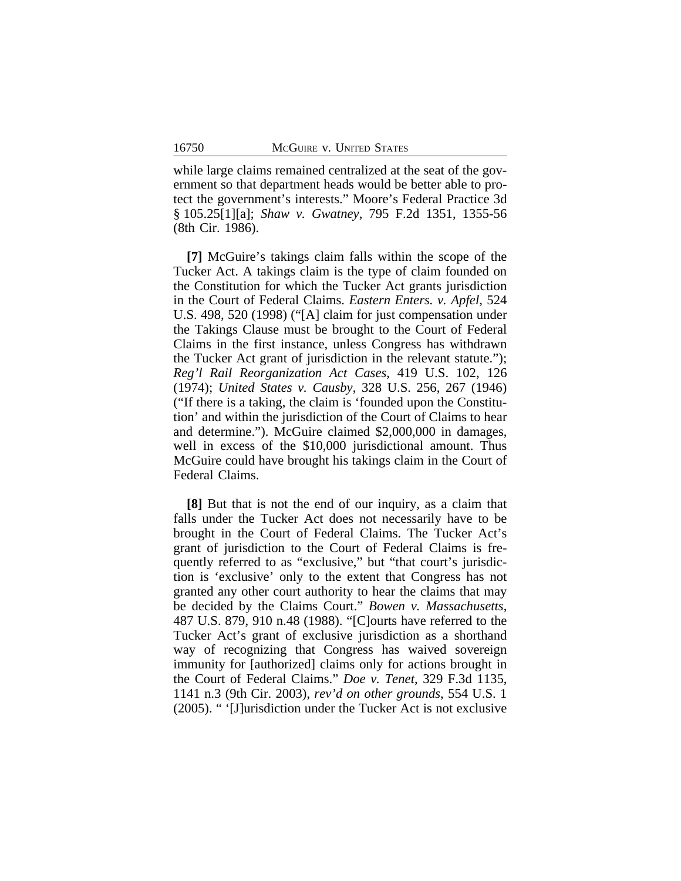while large claims remained centralized at the seat of the government so that department heads would be better able to protect the government's interests." Moore's Federal Practice 3d § 105.25[1][a]; *Shaw v. Gwatney*, 795 F.2d 1351, 1355-56 (8th Cir. 1986).

**[7]** McGuire's takings claim falls within the scope of the Tucker Act. A takings claim is the type of claim founded on the Constitution for which the Tucker Act grants jurisdiction in the Court of Federal Claims. *Eastern Enters. v. Apfel*, 524 U.S. 498, 520 (1998) ("[A] claim for just compensation under the Takings Clause must be brought to the Court of Federal Claims in the first instance, unless Congress has withdrawn the Tucker Act grant of jurisdiction in the relevant statute."); *Reg'l Rail Reorganization Act Cases*, 419 U.S. 102, 126 (1974); *United States v. Causby*, 328 U.S. 256, 267 (1946) ("If there is a taking, the claim is 'founded upon the Constitution' and within the jurisdiction of the Court of Claims to hear and determine."). McGuire claimed $2,000,000 in damages, well in excess of the $10,000 jurisdictional amount. Thus McGuire could have brought his takings claim in the Court of Federal Claims.

**[8]** But that is not the end of our inquiry, as a claim that falls under the Tucker Act does not necessarily have to be brought in the Court of Federal Claims. The Tucker Act's grant of jurisdiction to the Court of Federal Claims is frequently referred to as "exclusive," but "that court's jurisdiction is 'exclusive' only to the extent that Congress has not granted any other court authority to hear the claims that may be decided by the Claims Court." *Bowen v. Massachusetts*, 487 U.S. 879, 910 n.48 (1988). "[C]ourts have referred to the Tucker Act's grant of exclusive jurisdiction as a shorthand way of recognizing that Congress has waived sovereign immunity for [authorized] claims only for actions brought in the Court of Federal Claims." *Doe v. Tenet*, 329 F.3d 1135, 1141 n.3 (9th Cir. 2003), *rev'd on other grounds*, 554 U.S. 1 (2005). " '[J]urisdiction under the Tucker Act is not exclusive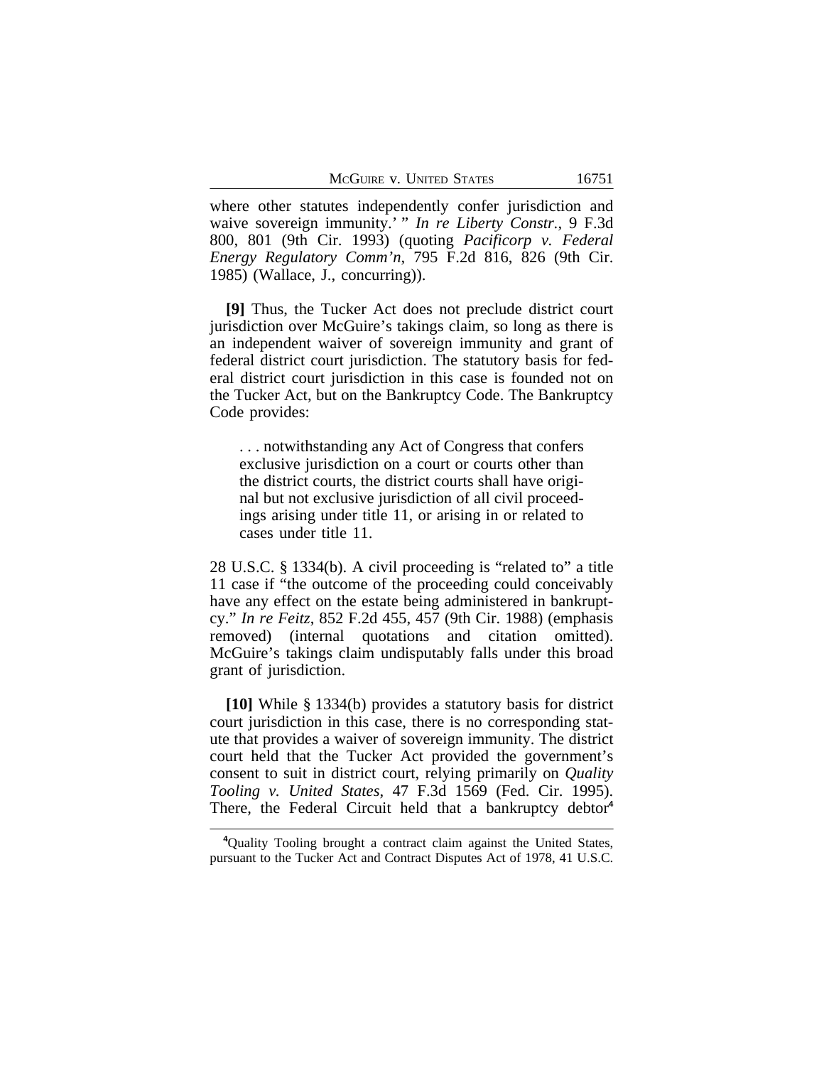where other statutes independently confer jurisdiction and waive sovereign immunity.' " *In re Liberty Constr.*, 9 F.3d 800, 801 (9th Cir. 1993) (quoting *Pacificorp v. Federal Energy Regulatory Comm'n*, 795 F.2d 816, 826 (9th Cir. 1985) (Wallace, J., concurring)).

**[9]** Thus, the Tucker Act does not preclude district court jurisdiction over McGuire's takings claim, so long as there is an independent waiver of sovereign immunity and grant of federal district court jurisdiction. The statutory basis for federal district court jurisdiction in this case is founded not on the Tucker Act, but on the Bankruptcy Code. The Bankruptcy Code provides:

> . . . notwithstanding any Act of Congress that confers exclusive jurisdiction on a court or courts other than the district courts, the district courts shall have original but not exclusive jurisdiction of all civil proceedings arising under title 11, or arising in or related to cases under title 11.

28 U.S.C. § 1334(b). A civil proceeding is "related to" a title 11 case if "the outcome of the proceeding could conceivably have any effect on the estate being administered in bankruptcy." *In re Feitz*, 852 F.2d 455, 457 (9th Cir. 1988) (emphasis removed) (internal quotations and citation omitted). McGuire's takings claim undisputably falls under this broad grant of jurisdiction.

**[10]** While § 1334(b) provides a statutory basis for district court jurisdiction in this case, there is no corresponding statute that provides a waiver of sovereign immunity. The district court held that the Tucker Act provided the government's consent to suit in district court, relying primarily on *Quality Tooling v. United States*, 47 F.3d 1569 (Fed. Cir. 1995). There, the Federal Circuit held that a bankruptcy debtor[4]

---

[4]Quality Tooling brought a contract claim against the United States, pursuant to the Tucker Act and Contract Disputes Act of 1978, 41 U.S.C.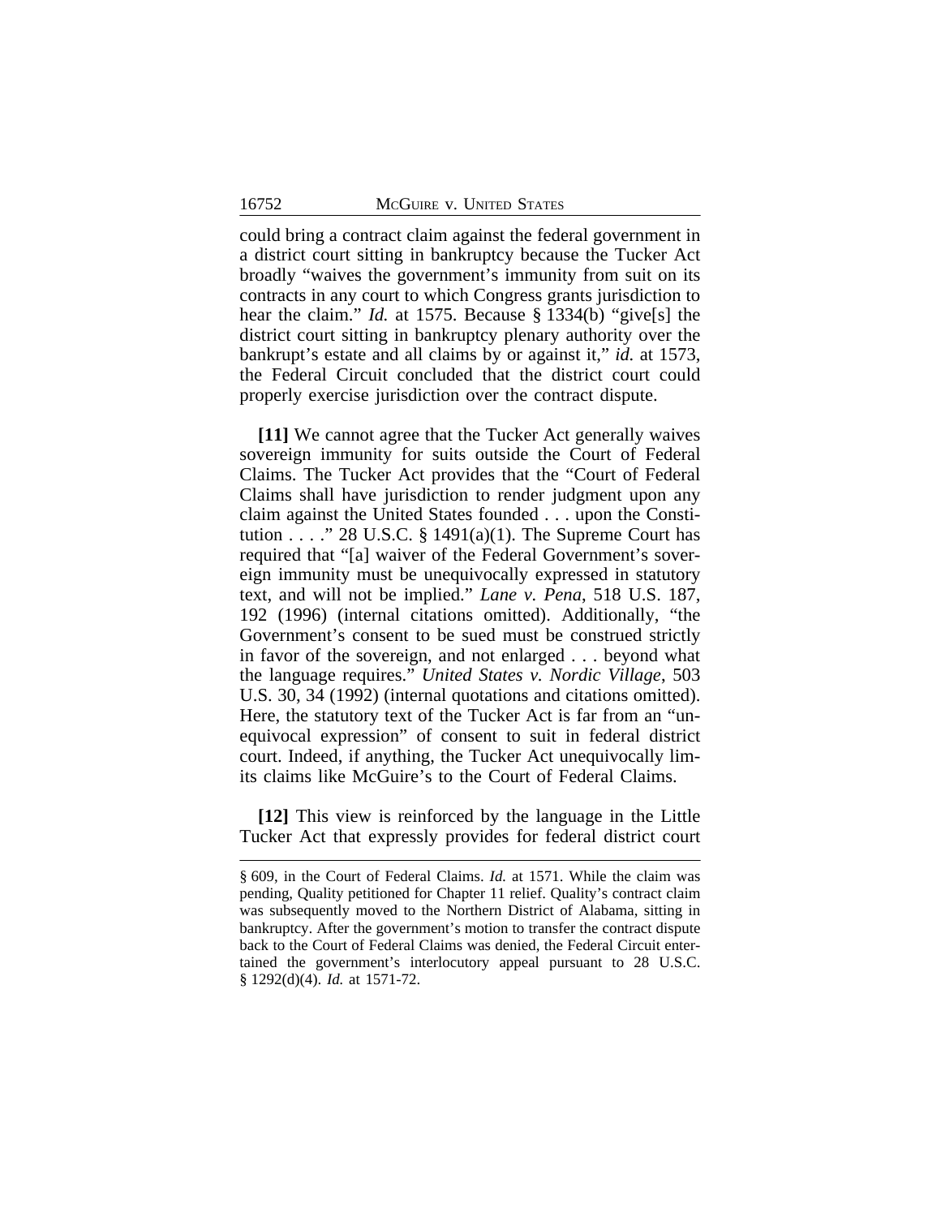could bring a contract claim against the federal government in a district court sitting in bankruptcy because the Tucker Act broadly "waives the government's immunity from suit on its contracts in any court to which Congress grants jurisdiction to hear the claim." *Id.* at 1575. Because § 1334(b) "give[s] the district court sitting in bankruptcy plenary authority over the bankrupt's estate and all claims by or against it," *id.* at 1573, the Federal Circuit concluded that the district court could properly exercise jurisdiction over the contract dispute.

**[11]** We cannot agree that the Tucker Act generally waives sovereign immunity for suits outside the Court of Federal Claims. The Tucker Act provides that the "Court of Federal Claims shall have jurisdiction to render judgment upon any claim against the United States founded . . . upon the Constitution . . . ." 28 U.S.C. § 1491(a)(1). The Supreme Court has required that "[a] waiver of the Federal Government's sovereign immunity must be unequivocally expressed in statutory text, and will not be implied." *Lane v. Pena*, 518 U.S. 187, 192 (1996) (internal citations omitted). Additionally, "the Government's consent to be sued must be construed strictly in favor of the sovereign, and not enlarged . . . beyond what the language requires." *United States v. Nordic Village*, 503 U.S. 30, 34 (1992) (internal quotations and citations omitted). Here, the statutory text of the Tucker Act is far from an "unequivocal expression" of consent to suit in federal district court. Indeed, if anything, the Tucker Act unequivocally limits claims like McGuire's to the Court of Federal Claims.

**[12]** This view is reinforced by the language in the Little Tucker Act that expressly provides for federal district court

§ 609, in the Court of Federal Claims. *Id.* at 1571. While the claim was pending, Quality petitioned for Chapter 11 relief. Quality's contract claim was subsequently moved to the Northern District of Alabama, sitting in bankruptcy. After the government's motion to transfer the contract dispute back to the Court of Federal Claims was denied, the Federal Circuit entertained the government's interlocutory appeal pursuant to 28 U.S.C. § 1292(d)(4). *Id.* at 1571-72.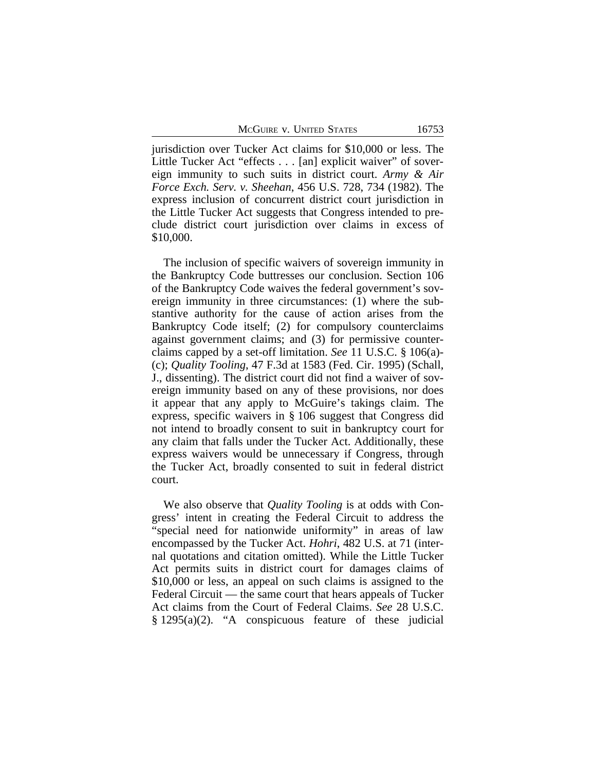jurisdiction over Tucker Act claims for $10,000 or less. The Little Tucker Act "effects . . . [an] explicit waiver" of sovereign immunity to such suits in district court. *Army & Air Force Exch. Serv. v. Sheehan*, 456 U.S. 728, 734 (1982). The express inclusion of concurrent district court jurisdiction in the Little Tucker Act suggests that Congress intended to preclude district court jurisdiction over claims in excess of $10,000.

The inclusion of specific waivers of sovereign immunity in the Bankruptcy Code buttresses our conclusion. Section 106 of the Bankruptcy Code waives the federal government's sovereign immunity in three circumstances: (1) where the substantive authority for the cause of action arises from the Bankruptcy Code itself; (2) for compulsory counterclaims against government claims; and (3) for permissive counterclaims capped by a set-off limitation. *See* 11 U.S.C. § 106(a)-(c); *Quality Tooling*, 47 F.3d at 1583 (Fed. Cir. 1995) (Schall, J., dissenting). The district court did not find a waiver of sovereign immunity based on any of these provisions, nor does it appear that any apply to McGuire's takings claim. The express, specific waivers in § 106 suggest that Congress did not intend to broadly consent to suit in bankruptcy court for any claim that falls under the Tucker Act. Additionally, these express waivers would be unnecessary if Congress, through the Tucker Act, broadly consented to suit in federal district court.

We also observe that *Quality Tooling* is at odds with Congress' intent in creating the Federal Circuit to address the "special need for nationwide uniformity" in areas of law encompassed by the Tucker Act. *Hohri*, 482 U.S. at 71 (internal quotations and citation omitted). While the Little Tucker Act permits suits in district court for damages claims of $10,000 or less, an appeal on such claims is assigned to the Federal Circuit — the same court that hears appeals of Tucker Act claims from the Court of Federal Claims. *See* 28 U.S.C. § 1295(a)(2). "A conspicuous feature of these judicial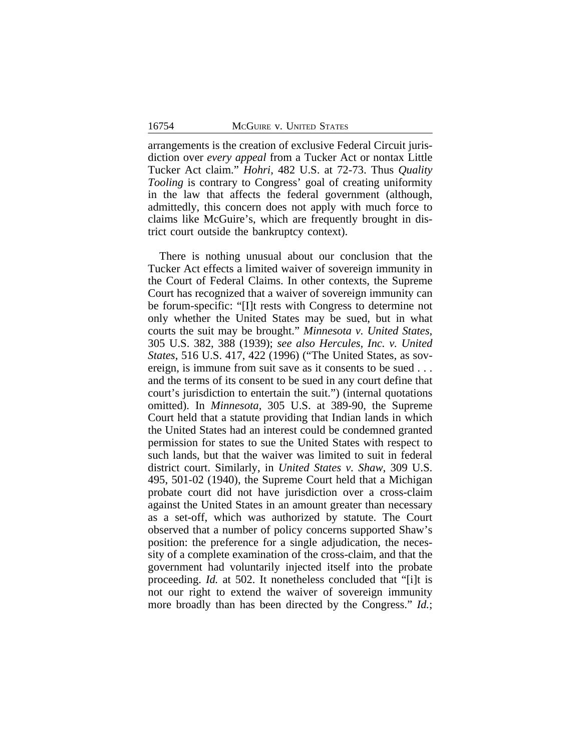arrangements is the creation of exclusive Federal Circuit jurisdiction over *every appeal* from a Tucker Act or nontax Little Tucker Act claim." *Hohri*, 482 U.S. at 72-73. Thus *Quality Tooling* is contrary to Congress' goal of creating uniformity in the law that affects the federal government (although, admittedly, this concern does not apply with much force to claims like McGuire's, which are frequently brought in district court outside the bankruptcy context).

There is nothing unusual about our conclusion that the Tucker Act effects a limited waiver of sovereign immunity in the Court of Federal Claims. In other contexts, the Supreme Court has recognized that a waiver of sovereign immunity can be forum-specific: "[I]t rests with Congress to determine not only whether the United States may be sued, but in what courts the suit may be brought." *Minnesota v. United States*, 305 U.S. 382, 388 (1939); *see also Hercules, Inc. v. United States*, 516 U.S. 417, 422 (1996) ("The United States, as sovereign, is immune from suit save as it consents to be sued . . . and the terms of its consent to be sued in any court define that court's jurisdiction to entertain the suit.") (internal quotations omitted). In *Minnesota*, 305 U.S. at 389-90, the Supreme Court held that a statute providing that Indian lands in which the United States had an interest could be condemned granted permission for states to sue the United States with respect to such lands, but that the waiver was limited to suit in federal district court. Similarly, in *United States v. Shaw*, 309 U.S. 495, 501-02 (1940), the Supreme Court held that a Michigan probate court did not have jurisdiction over a cross-claim against the United States in an amount greater than necessary as a set-off, which was authorized by statute. The Court observed that a number of policy concerns supported Shaw's position: the preference for a single adjudication, the necessity of a complete examination of the cross-claim, and that the government had voluntarily injected itself into the probate proceeding. *Id.* at 502. It nonetheless concluded that "[i]t is not our right to extend the waiver of sovereign immunity more broadly than has been directed by the Congress." *Id.*;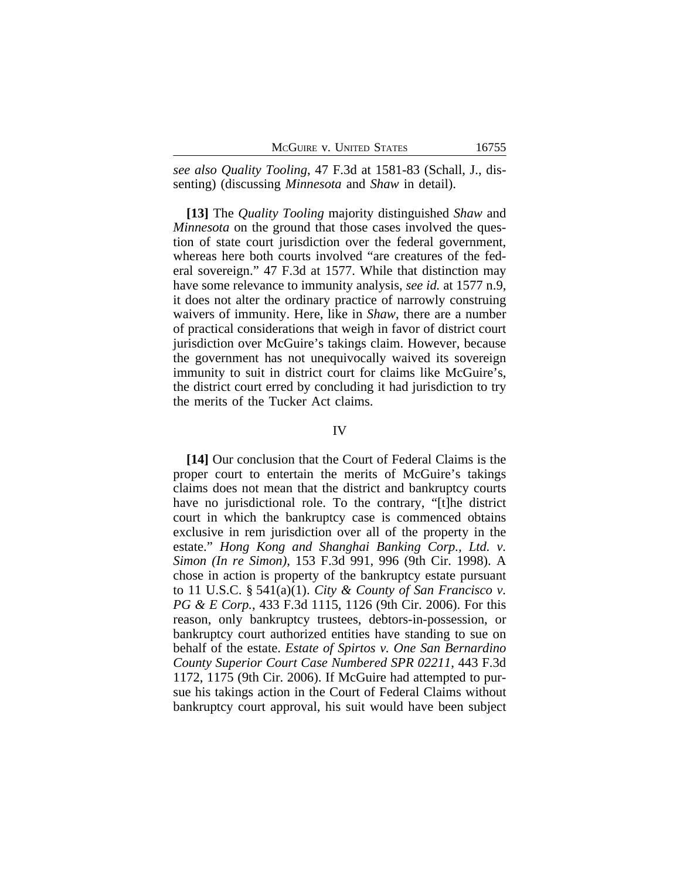*see also Quality Tooling*, 47 F.3d at 1581-83 (Schall, J., dissenting) (discussing *Minnesota* and *Shaw* in detail).

**[13]** The *Quality Tooling* majority distinguished *Shaw* and *Minnesota* on the ground that those cases involved the question of state court jurisdiction over the federal government, whereas here both courts involved "are creatures of the federal sovereign." 47 F.3d at 1577. While that distinction may have some relevance to immunity analysis, *see id.* at 1577 n.9, it does not alter the ordinary practice of narrowly construing waivers of immunity. Here, like in *Shaw*, there are a number of practical considerations that weigh in favor of district court jurisdiction over McGuire's takings claim. However, because the government has not unequivocally waived its sovereign immunity to suit in district court for claims like McGuire's, the district court erred by concluding it had jurisdiction to try the merits of the Tucker Act claims.

## IV

**[14]** Our conclusion that the Court of Federal Claims is the proper court to entertain the merits of McGuire's takings claims does not mean that the district and bankruptcy courts have no jurisdictional role. To the contrary, "[t]he district court in which the bankruptcy case is commenced obtains exclusive in rem jurisdiction over all of the property in the estate." *Hong Kong and Shanghai Banking Corp., Ltd. v. Simon (In re Simon)*, 153 F.3d 991, 996 (9th Cir. 1998). A chose in action is property of the bankruptcy estate pursuant to 11 U.S.C. § 541(a)(1). *City & County of San Francisco v. PG & E Corp.*, 433 F.3d 1115, 1126 (9th Cir. 2006). For this reason, only bankruptcy trustees, debtors-in-possession, or bankruptcy court authorized entities have standing to sue on behalf of the estate. *Estate of Spirtos v. One San Bernardino County Superior Court Case Numbered SPR 02211*, 443 F.3d 1172, 1175 (9th Cir. 2006). If McGuire had attempted to pursue his takings action in the Court of Federal Claims without bankruptcy court approval, his suit would have been subject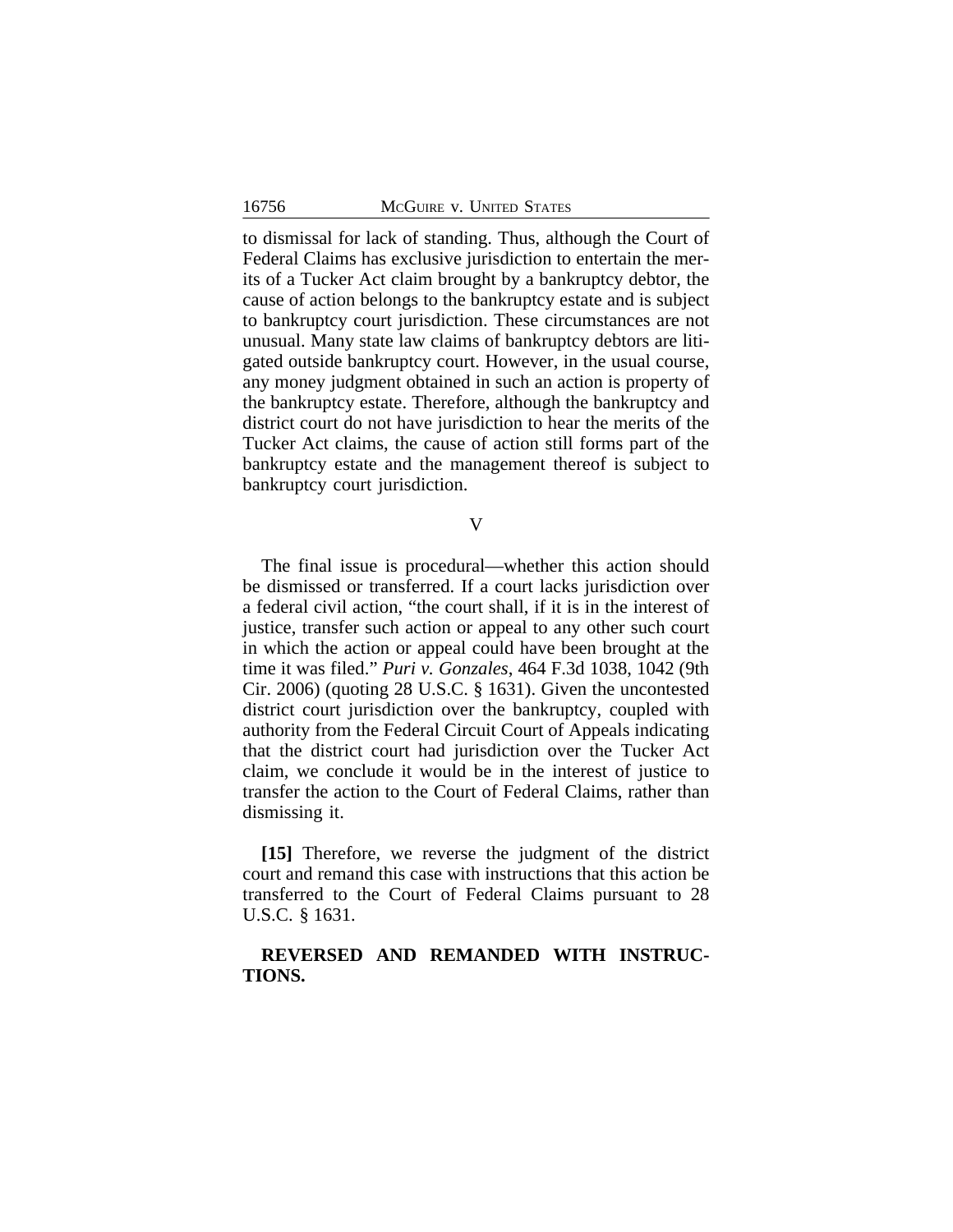to dismissal for lack of standing. Thus, although the Court of Federal Claims has exclusive jurisdiction to entertain the merits of a Tucker Act claim brought by a bankruptcy debtor, the cause of action belongs to the bankruptcy estate and is subject to bankruptcy court jurisdiction. These circumstances are not unusual. Many state law claims of bankruptcy debtors are litigated outside bankruptcy court. However, in the usual course, any money judgment obtained in such an action is property of the bankruptcy estate. Therefore, although the bankruptcy and district court do not have jurisdiction to hear the merits of the Tucker Act claims, the cause of action still forms part of the bankruptcy estate and the management thereof is subject to bankruptcy court jurisdiction.

## V

The final issue is procedural—whether this action should be dismissed or transferred. If a court lacks jurisdiction over a federal civil action, "the court shall, if it is in the interest of justice, transfer such action or appeal to any other such court in which the action or appeal could have been brought at the time it was filed." *Puri v. Gonzales*, 464 F.3d 1038, 1042 (9th Cir. 2006) (quoting 28 U.S.C. § 1631). Given the uncontested district court jurisdiction over the bankruptcy, coupled with authority from the Federal Circuit Court of Appeals indicating that the district court had jurisdiction over the Tucker Act claim, we conclude it would be in the interest of justice to transfer the action to the Court of Federal Claims, rather than dismissing it.

**[15]** Therefore, we reverse the judgment of the district court and remand this case with instructions that this action be transferred to the Court of Federal Claims pursuant to 28 U.S.C. § 1631.

**REVERSED AND REMANDED WITH INSTRUCTIONS.**